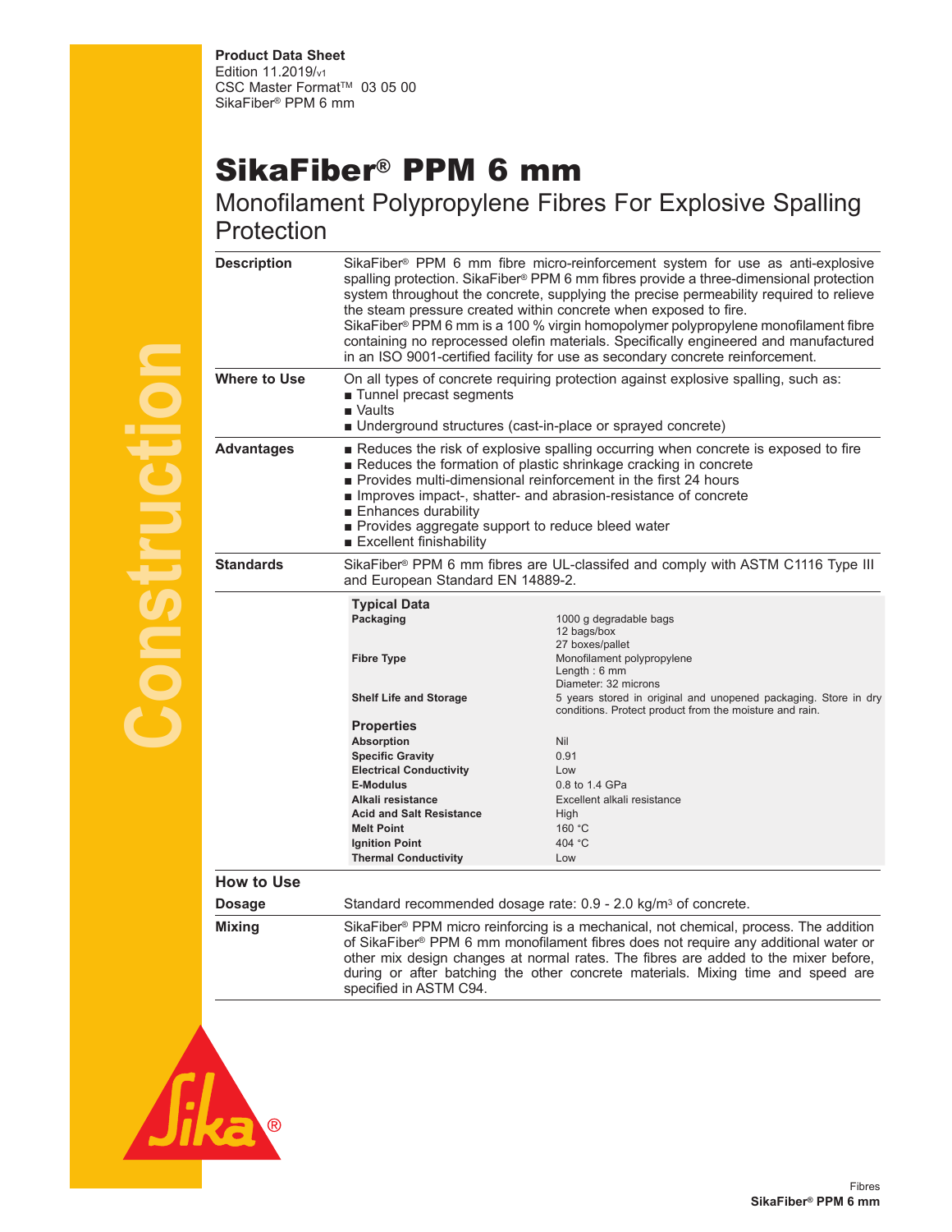**Product Data Sheet**
Edition 11.2019/v1
CSC Master Format™ 03 05 00
SikaFiber® PPM 6 mm

# SikaFiber® PPM 6 mm

## Monofilament Polypropylene Fibres For Explosive Spalling Protection

**Description**

SikaFiber® PPM 6 mm fibre micro-reinforcement system for use as anti-explosive spalling protection. SikaFiber® PPM 6 mm fibres provide a three-dimensional protection system throughout the concrete, supplying the precise permeability required to relieve the steam pressure created within concrete when exposed to fire.
SikaFiber® PPM 6 mm is a 100 % virgin homopolymer polypropylene monofilament fibre containing no reprocessed olefin materials. Specifically engineered and manufactured in an ISO 9001-certified facility for use as secondary concrete reinforcement.

**Where to Use**

On all types of concrete requiring protection against explosive spalling, such as:
- Tunnel precast segments
- Vaults
- Underground structures (cast-in-place or sprayed concrete)

**Advantages**

- Reduces the risk of explosive spalling occurring when concrete is exposed to fire
- Reduces the formation of plastic shrinkage cracking in concrete
- Provides multi-dimensional reinforcement in the first 24 hours
- Improves impact-, shatter- and abrasion-resistance of concrete
- Enhances durability
- Provides aggregate support to reduce bleed water
- Excellent finishability

**Standards**

SikaFiber® PPM 6 mm fibres are UL-classifed and comply with ASTM C1116 Type III and European Standard EN 14889-2.

### Typical Data

| | |
|---|---|
| **Packaging** | 1000 g degradable bags<br>12 bags/box<br>27 boxes/pallet |
| **Fibre Type** | Monofilament polypropylene<br>Length : 6 mm<br>Diameter: 32 microns |
| **Shelf Life and Storage** | 5 years stored in original and unopened packaging. Store in dry conditions. Protect product from the moisture and rain. |

### Properties

| | |
|---|---|
| **Absorption** | Nil |
| **Specific Gravity** | 0.91 |
| **Electrical Conductivity** | Low |
| **E-Modulus** | 0.8 to 1.4 GPa |
| **Alkali resistance** | Excellent alkali resistance |
| **Acid and Salt Resistance** | High |
| **Melt Point** | 160 °C |
| **Ignition Point** | 404 °C |
| **Thermal Conductivity** | Low |

## How to Use

**Dosage**

Standard recommended dosage rate: 0.9 - 2.0 kg/m³ of concrete.

**Mixing**

SikaFiber® PPM micro reinforcing is a mechanical, not chemical, process. The addition of SikaFiber® PPM 6 mm monofilament fibres does not require any additional water or other mix design changes at normal rates. The fibres are added to the mixer before, during or after batching the other concrete materials. Mixing time and speed are specified in ASTM C94.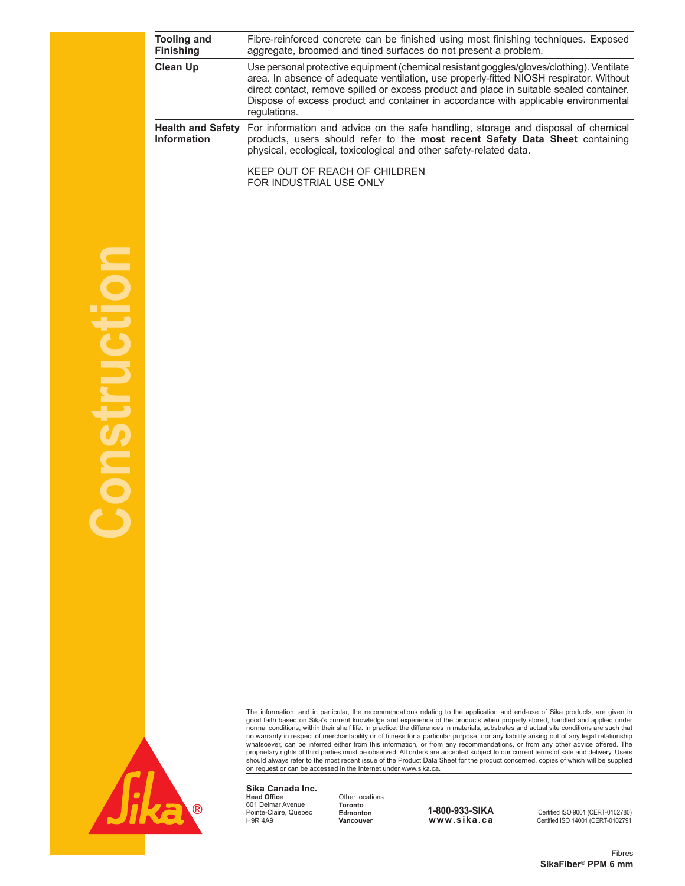| | |
|---|---|
| **Tooling and Finishing** | Fibre-reinforced concrete can be finished using most finishing techniques. Exposed aggregate, broomed and tined surfaces do not present a problem. |
| **Clean Up** | Use personal protective equipment (chemical resistant goggles/gloves/clothing). Ventilate area. In absence of adequate ventilation, use properly-fitted NIOSH respirator. Without direct contact, remove spilled or excess product and place in suitable sealed container. Dispose of excess product and container in accordance with applicable environmental regulations. |
| **Health and Safety Information** | For information and advice on the safe handling, storage and disposal of chemical products, users should refer to the **most recent Safety Data Sheet** containing physical, ecological, toxicological and other safety-related data. |

KEEP OUT OF REACH OF CHILDREN
FOR INDUSTRIAL USE ONLY

Construction

The information, and in particular, the recommendations relating to the application and end-use of Sika products, are given in good faith based on Sika's current knowledge and experience of the products when properly stored, handled and applied under normal conditions, within their shelf life. In practice, the differences in materials, substrates and actual site conditions are such that no warranty in respect of merchantability or of fitness for a particular purpose, nor any liability arising out of any legal relationship whatsoever, can be inferred either from this information, or from any recommendations, or from any other advice offered. The proprietary rights of third parties must be observed. All orders are accepted subject to our current terms of sale and delivery. Users should always refer to the most recent issue of the Product Data Sheet for the product concerned, copies of which will be supplied on request or can be accessed in the Internet under www.sika.ca.

**Sika Canada Inc.**
**Head Office**
601 Delmar Avenue
Pointe-Claire, Quebec
H9R 4A9

Other locations
**Toronto**
**Edmonton**
**Vancouver**

**1-800-933-SIKA**
**www.sika.ca**

Certified ISO 9001 (CERT-0102780)
Certified ISO 14001 (CERT-0102791)

Fibres
**SikaFiber® PPM 6 mm**